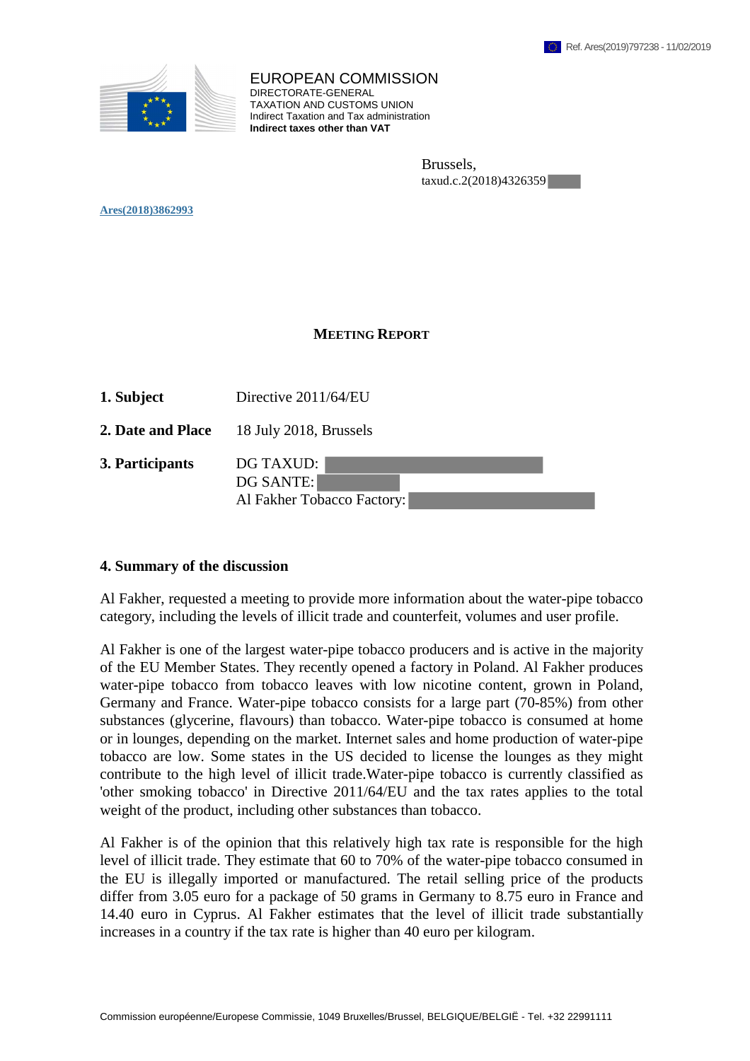Ref. Ares(2019)797238 - 11/02/2019

EUROPEAN COMMISSION
DIRECTORATE-GENERAL
TAXATION AND CUSTOMS UNION
Indirect Taxation and Tax administration
**Indirect taxes other than VAT**

Brussels,
taxud.c.2(2018)4326359

Ares(2018)3862993

## MEETING REPORT

**1. Subject** Directive 2011/64/EU

**2. Date and Place** 18 July 2018, Brussels

**3. Participants** DG TAXUD:
DG SANTE:
Al Fakher Tobacco Factory:

**4. Summary of the discussion**

Al Fakher, requested a meeting to provide more information about the water-pipe tobacco category, including the levels of illicit trade and counterfeit, volumes and user profile.

Al Fakher is one of the largest water-pipe tobacco producers and is active in the majority of the EU Member States. They recently opened a factory in Poland. Al Fakher produces water-pipe tobacco from tobacco leaves with low nicotine content, grown in Poland, Germany and France. Water-pipe tobacco consists for a large part (70-85%) from other substances (glycerine, flavours) than tobacco. Water-pipe tobacco is consumed at home or in lounges, depending on the market. Internet sales and home production of water-pipe tobacco are low. Some states in the US decided to license the lounges as they might contribute to the high level of illicit trade.Water-pipe tobacco is currently classified as 'other smoking tobacco' in Directive 2011/64/EU and the tax rates applies to the total weight of the product, including other substances than tobacco.

Al Fakher is of the opinion that this relatively high tax rate is responsible for the high level of illicit trade. They estimate that 60 to 70% of the water-pipe tobacco consumed in the EU is illegally imported or manufactured. The retail selling price of the products differ from 3.05 euro for a package of 50 grams in Germany to 8.75 euro in France and 14.40 euro in Cyprus. Al Fakher estimates that the level of illicit trade substantially increases in a country if the tax rate is higher than 40 euro per kilogram.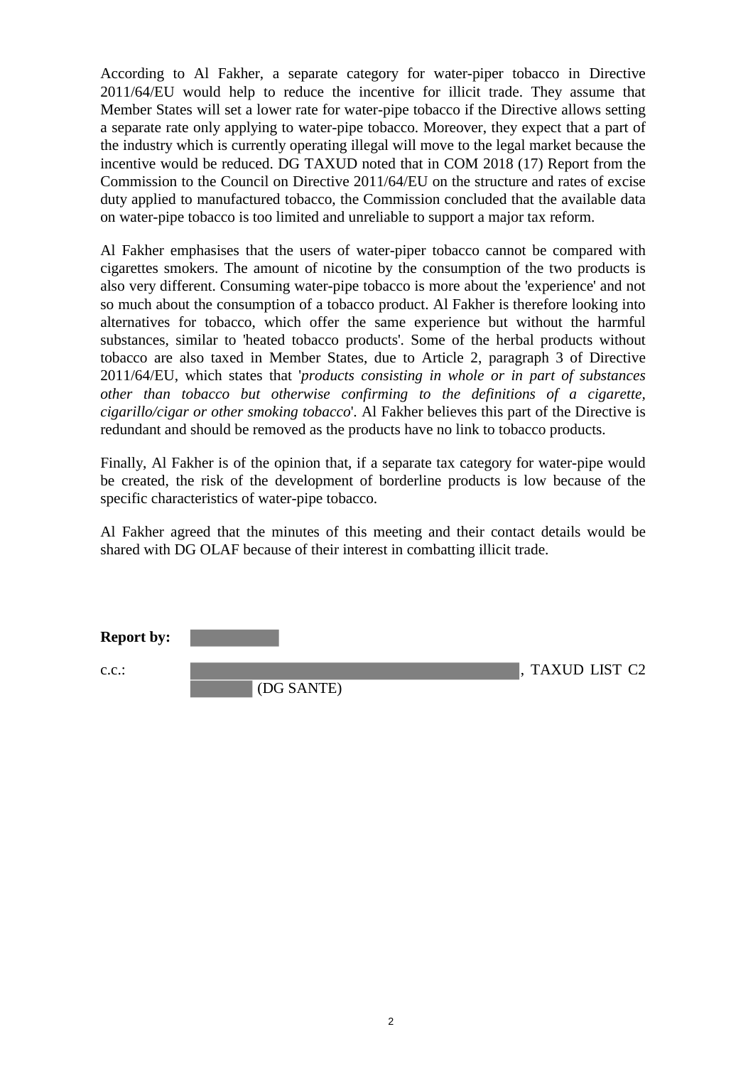According to Al Fakher, a separate category for water-piper tobacco in Directive 2011/64/EU would help to reduce the incentive for illicit trade. They assume that Member States will set a lower rate for water-pipe tobacco if the Directive allows setting a separate rate only applying to water-pipe tobacco. Moreover, they expect that a part of the industry which is currently operating illegal will move to the legal market because the incentive would be reduced. DG TAXUD noted that in COM 2018 (17) Report from the Commission to the Council on Directive 2011/64/EU on the structure and rates of excise duty applied to manufactured tobacco, the Commission concluded that the available data on water-pipe tobacco is too limited and unreliable to support a major tax reform.

Al Fakher emphasises that the users of water-piper tobacco cannot be compared with cigarettes smokers. The amount of nicotine by the consumption of the two products is also very different. Consuming water-pipe tobacco is more about the 'experience' and not so much about the consumption of a tobacco product. Al Fakher is therefore looking into alternatives for tobacco, which offer the same experience but without the harmful substances, similar to 'heated tobacco products'. Some of the herbal products without tobacco are also taxed in Member States, due to Article 2, paragraph 3 of Directive 2011/64/EU, which states that '*products consisting in whole or in part of substances other than tobacco but otherwise confirming to the definitions of a cigarette, cigarillo/cigar or other smoking tobacco*'. Al Fakher believes this part of the Directive is redundant and should be removed as the products have no link to tobacco products.

Finally, Al Fakher is of the opinion that, if a separate tax category for water-pipe would be created, the risk of the development of borderline products is low because of the specific characteristics of water-pipe tobacco.

Al Fakher agreed that the minutes of this meeting and their contact details would be shared with DG OLAF because of their interest in combatting illicit trade.

**Report by:** [redacted]

c.c.: [redacted], TAXUD LIST C2 [redacted] (DG SANTE)